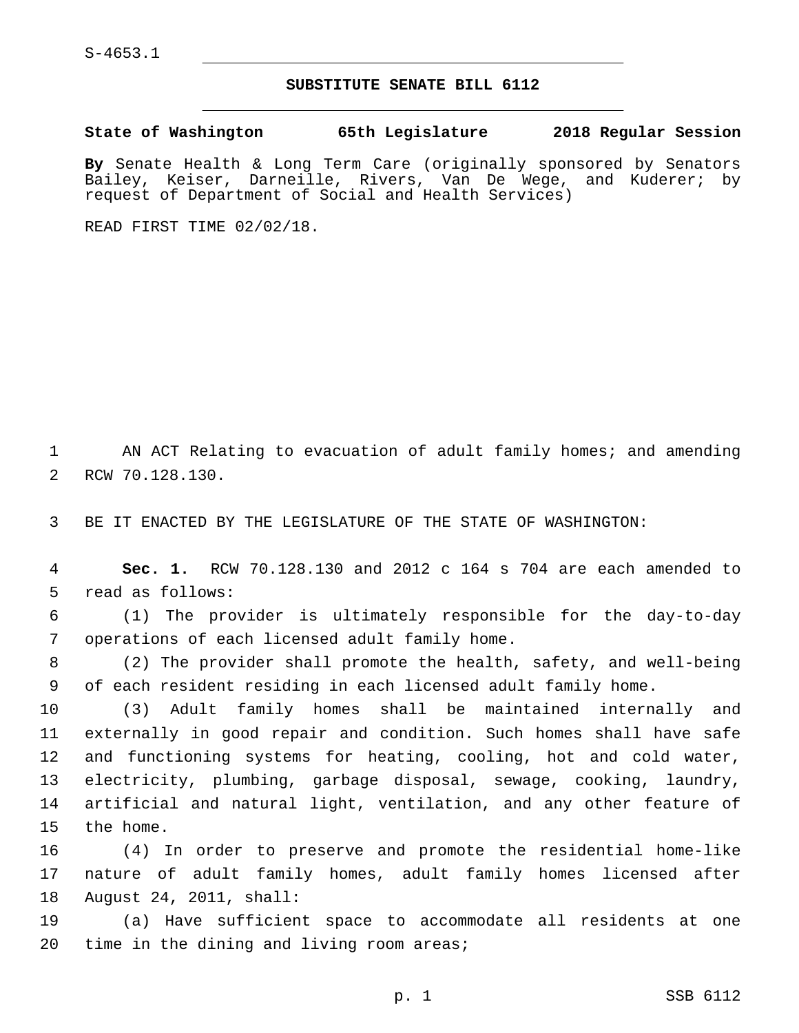S-4653.1

## SUBSTITUTE SENATE BILL 6112

**State of Washington 65th Legislature 2018 Regular Session**

**By** Senate Health & Long Term Care (originally sponsored by Senators Bailey, Keiser, Darneille, Rivers, Van De Wege, and Kuderer; by request of Department of Social and Health Services)

READ FIRST TIME 02/02/18.

AN ACT Relating to evacuation of adult family homes; and amending RCW 70.128.130.

BE IT ENACTED BY THE LEGISLATURE OF THE STATE OF WASHINGTON:

**Sec. 1.** RCW 70.128.130 and 2012 c 164 s 704 are each amended to read as follows:

(1) The provider is ultimately responsible for the day-to-day operations of each licensed adult family home.

(2) The provider shall promote the health, safety, and well-being of each resident residing in each licensed adult family home.

(3) Adult family homes shall be maintained internally and externally in good repair and condition. Such homes shall have safe and functioning systems for heating, cooling, hot and cold water, electricity, plumbing, garbage disposal, sewage, cooking, laundry, artificial and natural light, ventilation, and any other feature of the home.

(4) In order to preserve and promote the residential home-like nature of adult family homes, adult family homes licensed after August 24, 2011, shall:

(a) Have sufficient space to accommodate all residents at one time in the dining and living room areas;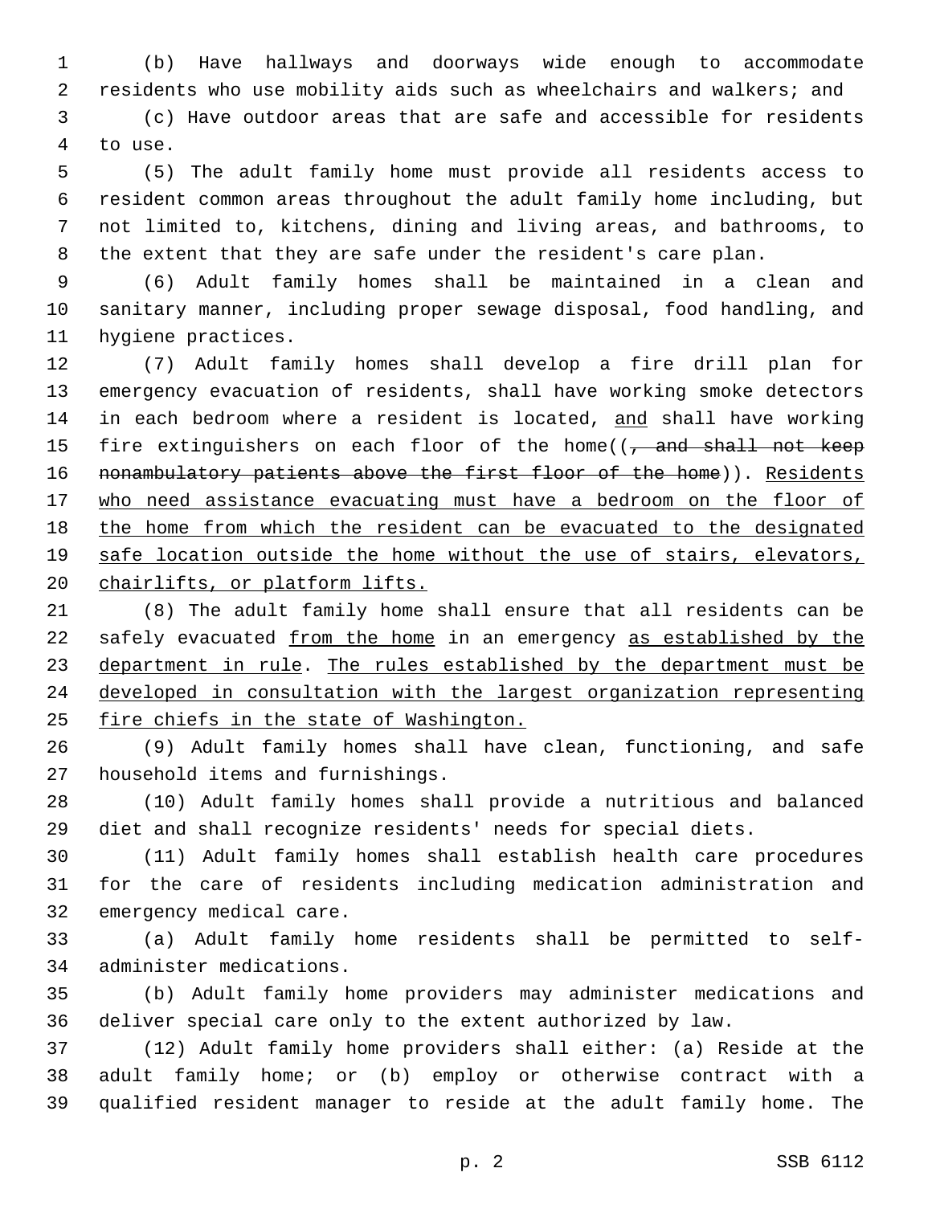(b) Have hallways and doorways wide enough to accommodate residents who use mobility aids such as wheelchairs and walkers; and

(c) Have outdoor areas that are safe and accessible for residents to use.

(5) The adult family home must provide all residents access to resident common areas throughout the adult family home including, but not limited to, kitchens, dining and living areas, and bathrooms, to the extent that they are safe under the resident's care plan.

(6) Adult family homes shall be maintained in a clean and sanitary manner, including proper sewage disposal, food handling, and hygiene practices.

(7) Adult family homes shall develop a fire drill plan for emergency evacuation of residents, shall have working smoke detectors in each bedroom where a resident is located, <u>and</u> shall have working fire extinguishers on each floor of the home((~~, and shall not keep nonambulatory patients above the first floor of the home~~)). <u>Residents who need assistance evacuating must have a bedroom on the floor of the home from which the resident can be evacuated to the designated safe location outside the home without the use of stairs, elevators, chairlifts, or platform lifts.</u>

(8) The adult family home shall ensure that all residents can be safely evacuated <u>from the home</u> in an emergency <u>as established by the department in rule</u>. <u>The rules established by the department must be developed in consultation with the largest organization representing fire chiefs in the state of Washington.</u>

(9) Adult family homes shall have clean, functioning, and safe household items and furnishings.

(10) Adult family homes shall provide a nutritious and balanced diet and shall recognize residents' needs for special diets.

(11) Adult family homes shall establish health care procedures for the care of residents including medication administration and emergency medical care.

(a) Adult family home residents shall be permitted to self-administer medications.

(b) Adult family home providers may administer medications and deliver special care only to the extent authorized by law.

(12) Adult family home providers shall either: (a) Reside at the adult family home; or (b) employ or otherwise contract with a qualified resident manager to reside at the adult family home. The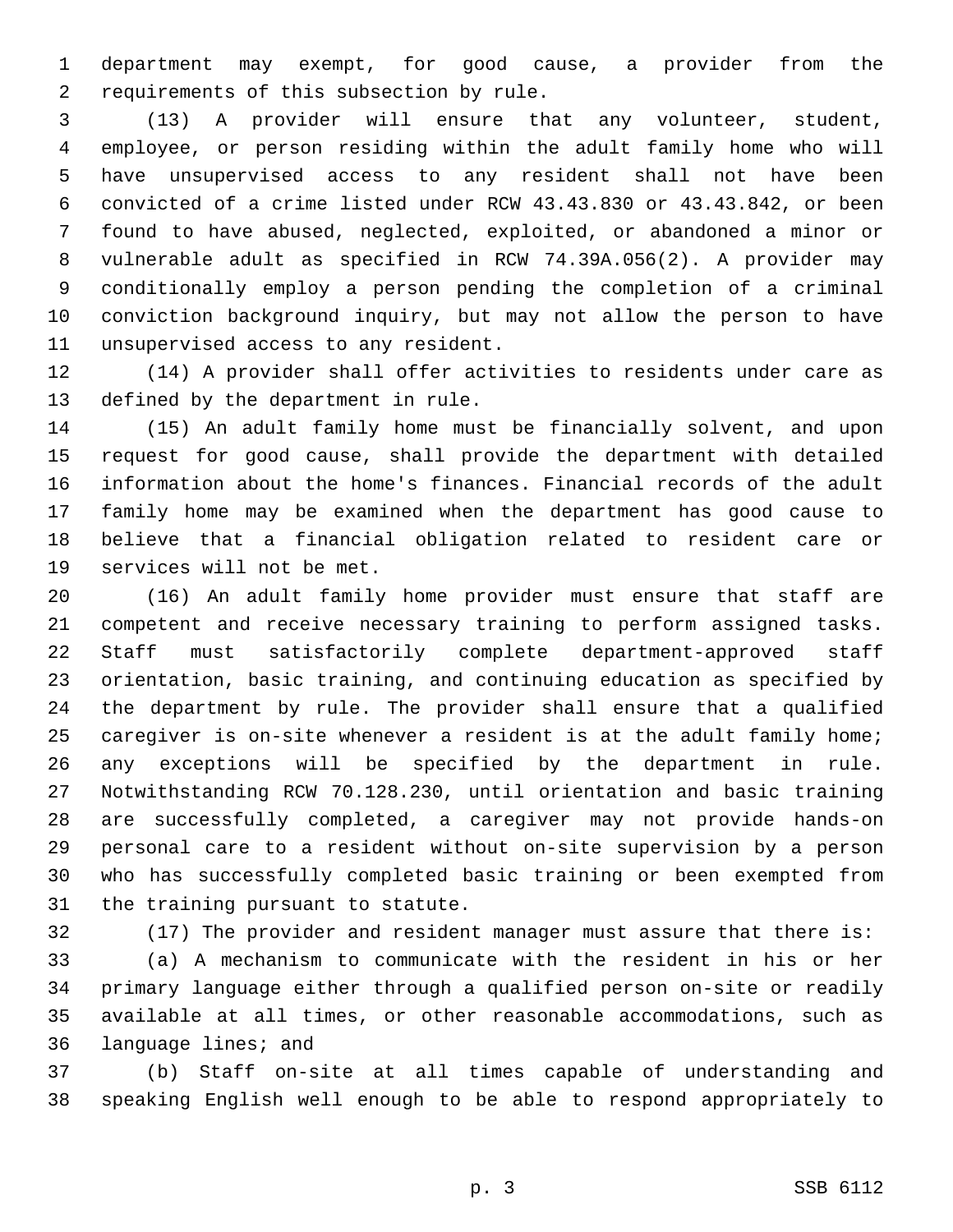department may exempt, for good cause, a provider from the requirements of this subsection by rule.

(13) A provider will ensure that any volunteer, student, employee, or person residing within the adult family home who will have unsupervised access to any resident shall not have been convicted of a crime listed under RCW 43.43.830 or 43.43.842, or been found to have abused, neglected, exploited, or abandoned a minor or vulnerable adult as specified in RCW 74.39A.056(2). A provider may conditionally employ a person pending the completion of a criminal conviction background inquiry, but may not allow the person to have unsupervised access to any resident.

(14) A provider shall offer activities to residents under care as defined by the department in rule.

(15) An adult family home must be financially solvent, and upon request for good cause, shall provide the department with detailed information about the home's finances. Financial records of the adult family home may be examined when the department has good cause to believe that a financial obligation related to resident care or services will not be met.

(16) An adult family home provider must ensure that staff are competent and receive necessary training to perform assigned tasks. Staff must satisfactorily complete department-approved staff orientation, basic training, and continuing education as specified by the department by rule. The provider shall ensure that a qualified caregiver is on-site whenever a resident is at the adult family home; any exceptions will be specified by the department in rule. Notwithstanding RCW 70.128.230, until orientation and basic training are successfully completed, a caregiver may not provide hands-on personal care to a resident without on-site supervision by a person who has successfully completed basic training or been exempted from the training pursuant to statute.

(17) The provider and resident manager must assure that there is:

(a) A mechanism to communicate with the resident in his or her primary language either through a qualified person on-site or readily available at all times, or other reasonable accommodations, such as language lines; and

(b) Staff on-site at all times capable of understanding and speaking English well enough to be able to respond appropriately to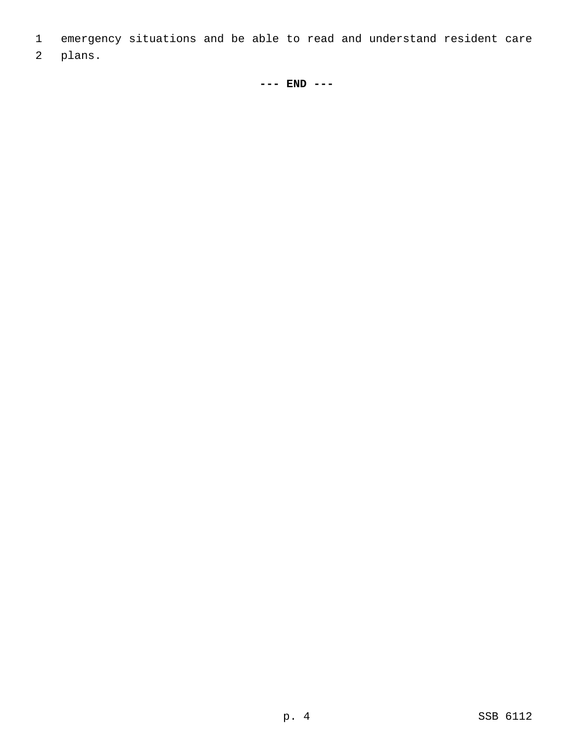emergency situations and be able to read and understand resident care plans.

**--- END ---**